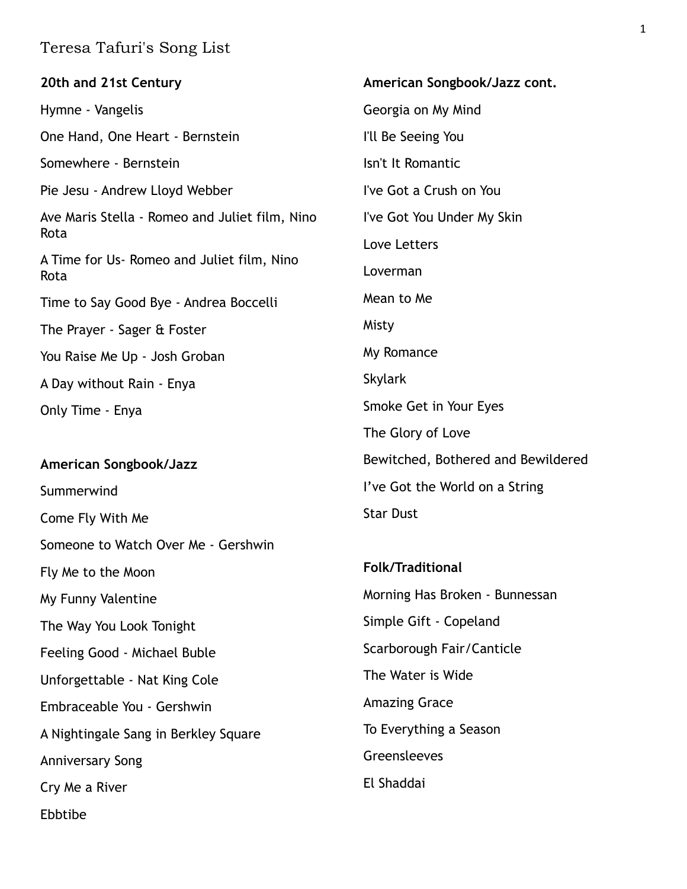# Teresa Tafuri's Song List

**20th and 21st Century**

Hymne - Vangelis

One Hand, One Heart - Bernstein

Somewhere - Bernstein

Pie Jesu - Andrew Lloyd Webber

Ave Maris Stella - Romeo and Juliet film, Nino Rota

A Time for Us- Romeo and Juliet film, Nino Rota

Time to Say Good Bye - Andrea Boccelli

The Prayer - Sager & Foster

You Raise Me Up - Josh Groban

A Day without Rain - Enya

Only Time - Enya

**American Songbook/Jazz**

Summerwind

Come Fly With Me

Someone to Watch Over Me - Gershwin

Fly Me to the Moon

My Funny Valentine

The Way You Look Tonight

Feeling Good - Michael Buble

Unforgettable - Nat King Cole

Embraceable You - Gershwin

A Nightingale Sang in Berkley Square

Anniversary Song

Cry Me a River

Ebbtibe

**American Songbook/Jazz cont.**

Georgia on My Mind

I'll Be Seeing You

Isn't It Romantic

I've Got a Crush on You

I've Got You Under My Skin

Love Letters

Loverman

Mean to Me

Misty

My Romance

Skylark

Smoke Get in Your Eyes

The Glory of Love

Bewitched, Bothered and Bewildered

I've Got the World on a String

Star Dust

**Folk/Traditional**

Morning Has Broken - Bunnessan

Simple Gift - Copeland

Scarborough Fair/Canticle

The Water is Wide

Amazing Grace

To Everything a Season

Greensleeves

El Shaddai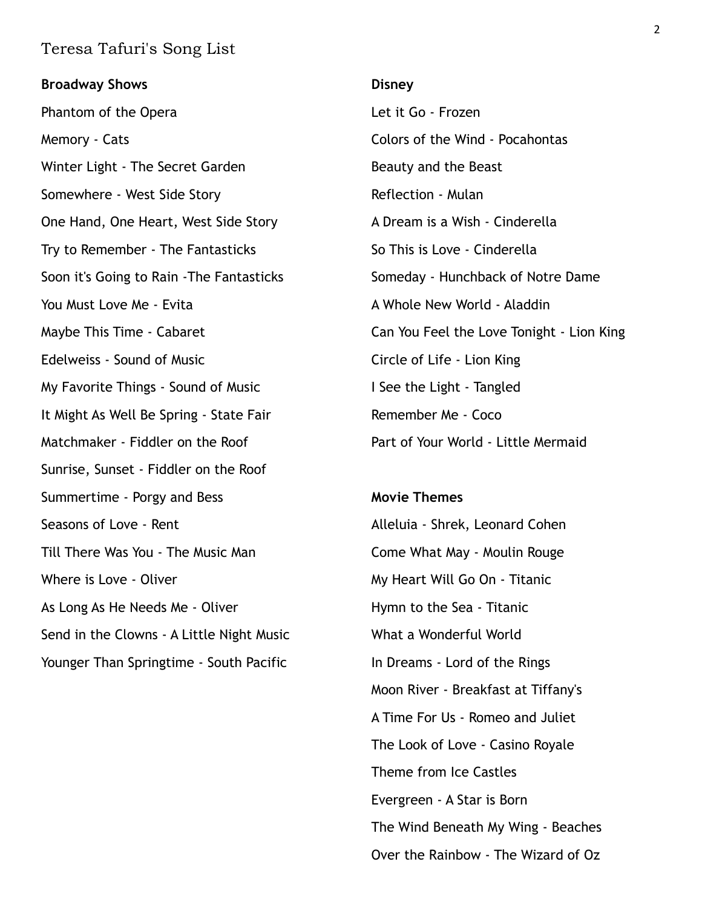# Teresa Tafuri's Song List

**Broadway Shows**

Phantom of the Opera

Memory - Cats

Winter Light - The Secret Garden

Somewhere - West Side Story

One Hand, One Heart, West Side Story

Try to Remember - The Fantasticks

Soon it's Going to Rain -The Fantasticks

You Must Love Me - Evita

Maybe This Time - Cabaret

Edelweiss - Sound of Music

My Favorite Things - Sound of Music

It Might As Well Be Spring - State Fair

Matchmaker - Fiddler on the Roof

Sunrise, Sunset - Fiddler on the Roof

Summertime - Porgy and Bess

Seasons of Love - Rent

Till There Was You - The Music Man

Where is Love - Oliver

As Long As He Needs Me - Oliver

Send in the Clowns - A Little Night Music

Younger Than Springtime - South Pacific

**Disney**

Let it Go - Frozen

Colors of the Wind - Pocahontas

Beauty and the Beast

Reflection - Mulan

A Dream is a Wish - Cinderella

So This is Love - Cinderella

Someday - Hunchback of Notre Dame

A Whole New World - Aladdin

Can You Feel the Love Tonight - Lion King

Circle of Life - Lion King

I See the Light - Tangled

Remember Me - Coco

Part of Your World - Little Mermaid

**Movie Themes**

Alleluia - Shrek, Leonard Cohen

Come What May - Moulin Rouge

My Heart Will Go On - Titanic

Hymn to the Sea - Titanic

What a Wonderful World

In Dreams - Lord of the Rings

Moon River - Breakfast at Tiffany's

A Time For Us - Romeo and Juliet

The Look of Love - Casino Royale

Theme from Ice Castles

Evergreen - A Star is Born

The Wind Beneath My Wing - Beaches

Over the Rainbow - The Wizard of Oz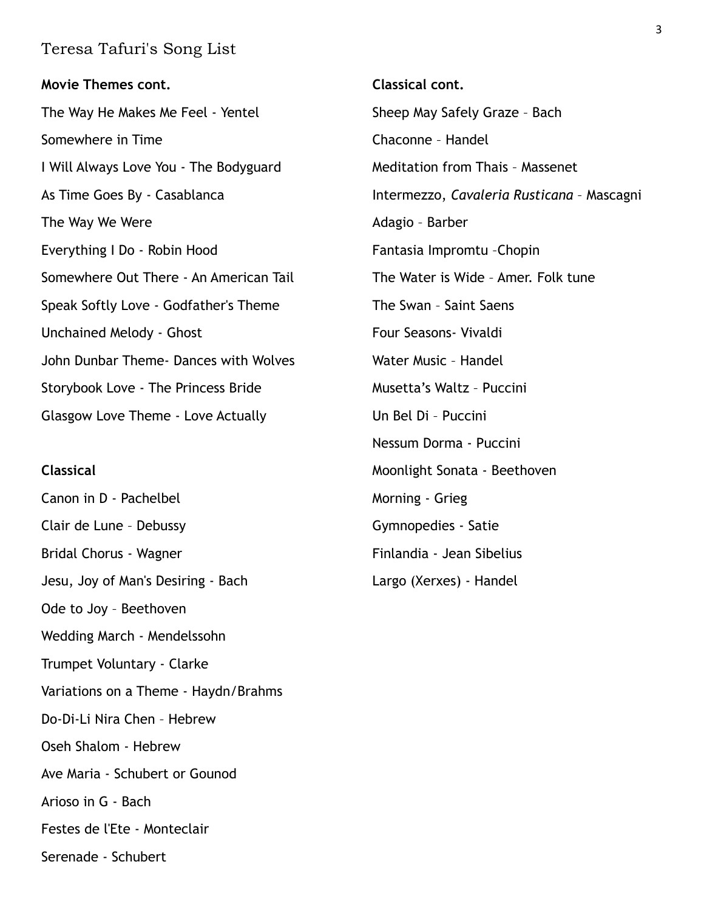Teresa Tafuri's Song List

**Movie Themes cont.**

The Way He Makes Me Feel - Yentel

Somewhere in Time

I Will Always Love You - The Bodyguard

As Time Goes By - Casablanca

The Way We Were

Everything I Do - Robin Hood

Somewhere Out There - An American Tail

Speak Softly Love - Godfather's Theme

Unchained Melody - Ghost

John Dunbar Theme- Dances with Wolves

Storybook Love - The Princess Bride

Glasgow Love Theme - Love Actually

**Classical**

Canon in D - Pachelbel

Clair de Lune – Debussy

Bridal Chorus - Wagner

Jesu, Joy of Man's Desiring - Bach

Ode to Joy – Beethoven

Wedding March - Mendelssohn

Trumpet Voluntary - Clarke

Variations on a Theme - Haydn/Brahms

Do-Di-Li Nira Chen – Hebrew

Oseh Shalom - Hebrew

Ave Maria - Schubert or Gounod

Arioso in G - Bach

Festes de l'Ete - Monteclair

Serenade - Schubert

**Classical cont.**

Sheep May Safely Graze – Bach

Chaconne – Handel

Meditation from Thais – Massenet

Intermezzo, *Cavaleria Rusticana* – Mascagni

Adagio – Barber

Fantasia Impromtu –Chopin

The Water is Wide – Amer. Folk tune

The Swan – Saint Saens

Four Seasons- Vivaldi

Water Music – Handel

Musetta's Waltz – Puccini

Un Bel Di – Puccini

Nessum Dorma - Puccini

Moonlight Sonata - Beethoven

Morning - Grieg

Gymnopedies - Satie

Finlandia - Jean Sibelius

Largo (Xerxes) - Handel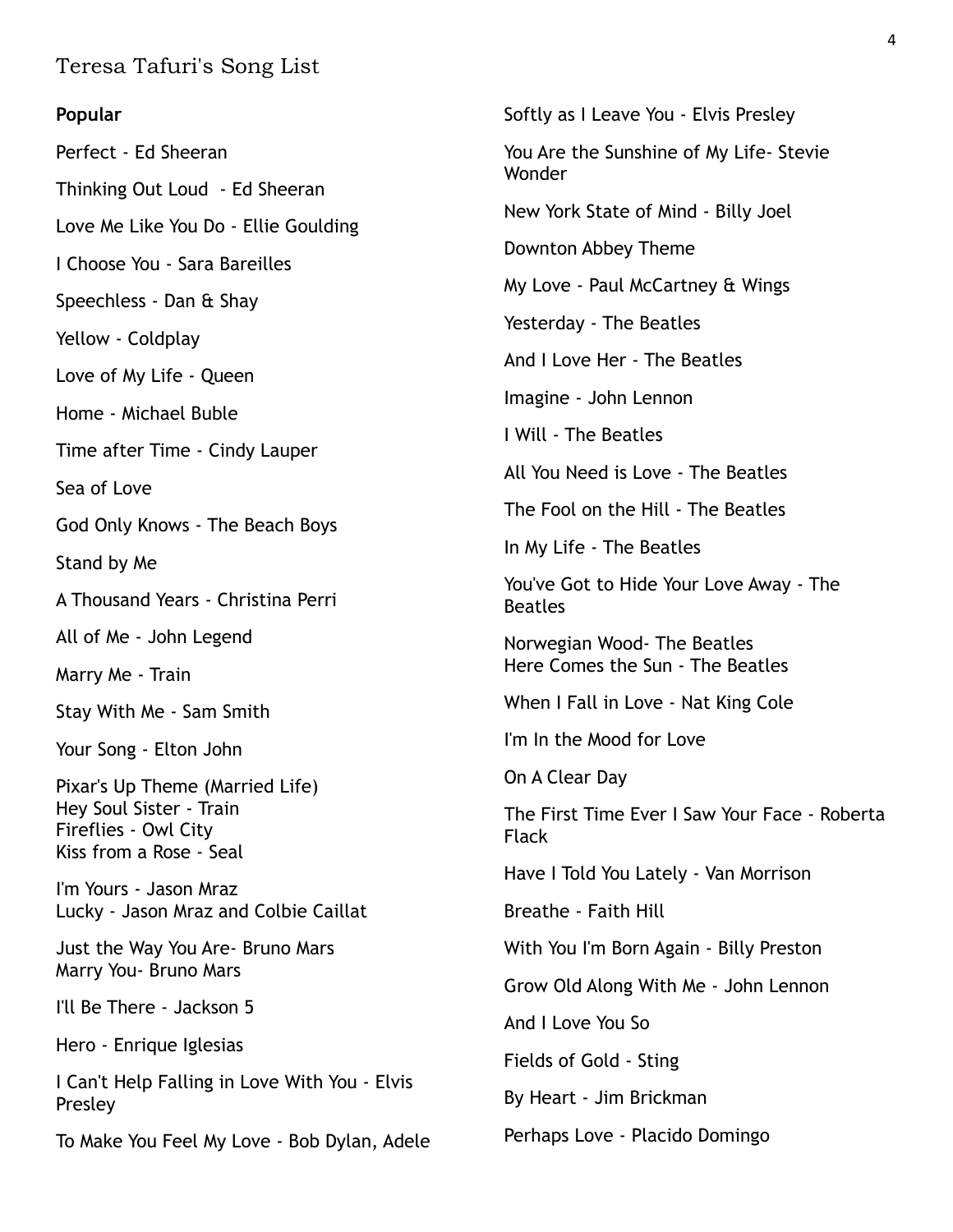Teresa Tafuri's Song List

**Popular**

Perfect - Ed Sheeran

Thinking Out Loud - Ed Sheeran

Love Me Like You Do - Ellie Goulding

I Choose You - Sara Bareilles

Speechless - Dan & Shay

Yellow - Coldplay

Love of My Life - Queen

Home - Michael Buble

Time after Time - Cindy Lauper

Sea of Love

God Only Knows - The Beach Boys

Stand by Me

A Thousand Years - Christina Perri

All of Me - John Legend

Marry Me - Train

Stay With Me - Sam Smith

Your Song - Elton John

Pixar's Up Theme (Married Life)
Hey Soul Sister - Train
Fireflies - Owl City
Kiss from a Rose - Seal

I'm Yours - Jason Mraz
Lucky - Jason Mraz and Colbie Caillat

Just the Way You Are- Bruno Mars
Marry You- Bruno Mars

I'll Be There - Jackson 5

Hero - Enrique Iglesias

I Can't Help Falling in Love With You - Elvis Presley

To Make You Feel My Love - Bob Dylan, Adele

Softly as I Leave You - Elvis Presley

You Are the Sunshine of My Life- Stevie Wonder

New York State of Mind - Billy Joel

Downton Abbey Theme

My Love - Paul McCartney & Wings

Yesterday - The Beatles

And I Love Her - The Beatles

Imagine - John Lennon

I Will - The Beatles

All You Need is Love - The Beatles

The Fool on the Hill - The Beatles

In My Life - The Beatles

You've Got to Hide Your Love Away - The Beatles

Norwegian Wood- The Beatles
Here Comes the Sun - The Beatles

When I Fall in Love - Nat King Cole

I'm In the Mood for Love

On A Clear Day

The First Time Ever I Saw Your Face - Roberta Flack

Have I Told You Lately - Van Morrison

Breathe - Faith Hill

With You I'm Born Again - Billy Preston

Grow Old Along With Me - John Lennon

And I Love You So

Fields of Gold - Sting

By Heart - Jim Brickman

Perhaps Love - Placido Domingo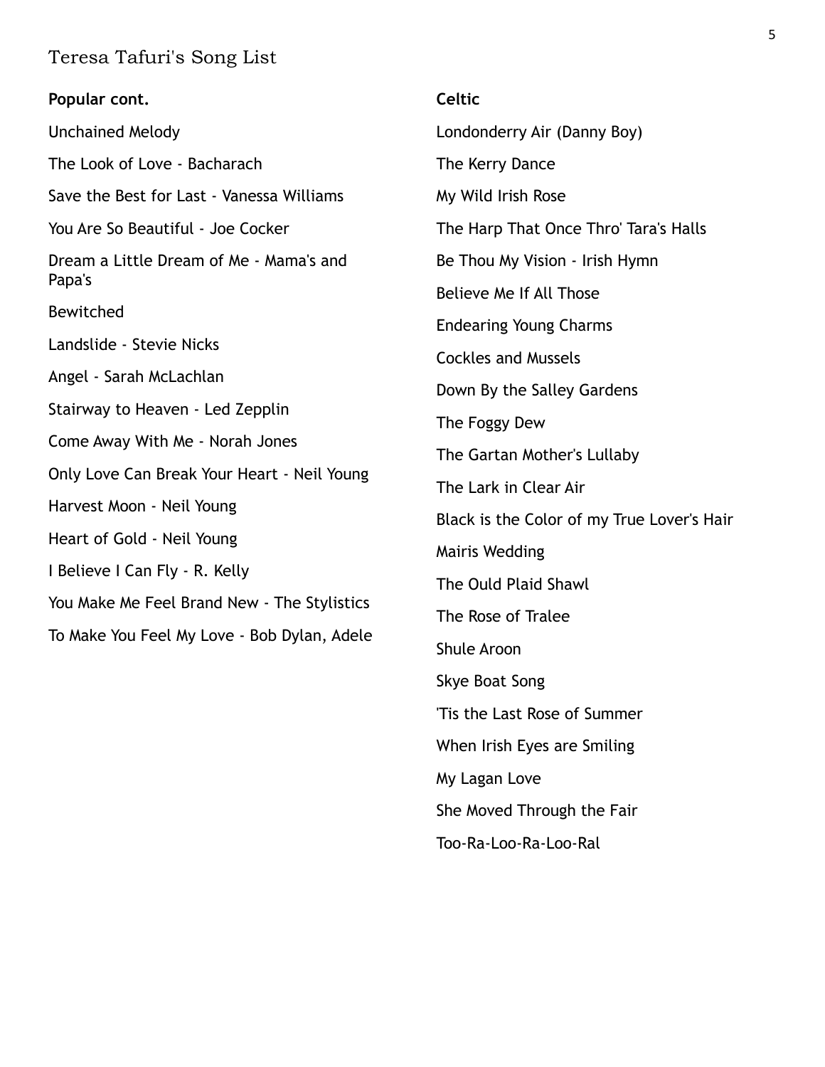**Popular cont.**

Unchained Melody

The Look of Love - Bacharach

Save the Best for Last - Vanessa Williams

You Are So Beautiful - Joe Cocker

Dream a Little Dream of Me - Mama's and Papa's

Bewitched

Landslide - Stevie Nicks

Angel - Sarah McLachlan

Stairway to Heaven - Led Zepplin

Come Away With Me - Norah Jones

Only Love Can Break Your Heart - Neil Young

Harvest Moon - Neil Young

Heart of Gold - Neil Young

I Believe I Can Fly - R. Kelly

You Make Me Feel Brand New - The Stylistics

To Make You Feel My Love - Bob Dylan, Adele

**Celtic**

Londonderry Air (Danny Boy)

The Kerry Dance

My Wild Irish Rose

The Harp That Once Thro' Tara's Halls

Be Thou My Vision - Irish Hymn

Believe Me If All Those

Endearing Young Charms

Cockles and Mussels

Down By the Salley Gardens

The Foggy Dew

The Gartan Mother's Lullaby

The Lark in Clear Air

Black is the Color of my True Lover's Hair

Mairis Wedding

The Ould Plaid Shawl

The Rose of Tralee

Shule Aroon

Skye Boat Song

'Tis the Last Rose of Summer

When Irish Eyes are Smiling

My Lagan Love

She Moved Through the Fair

Too-Ra-Loo-Ra-Loo-Ral